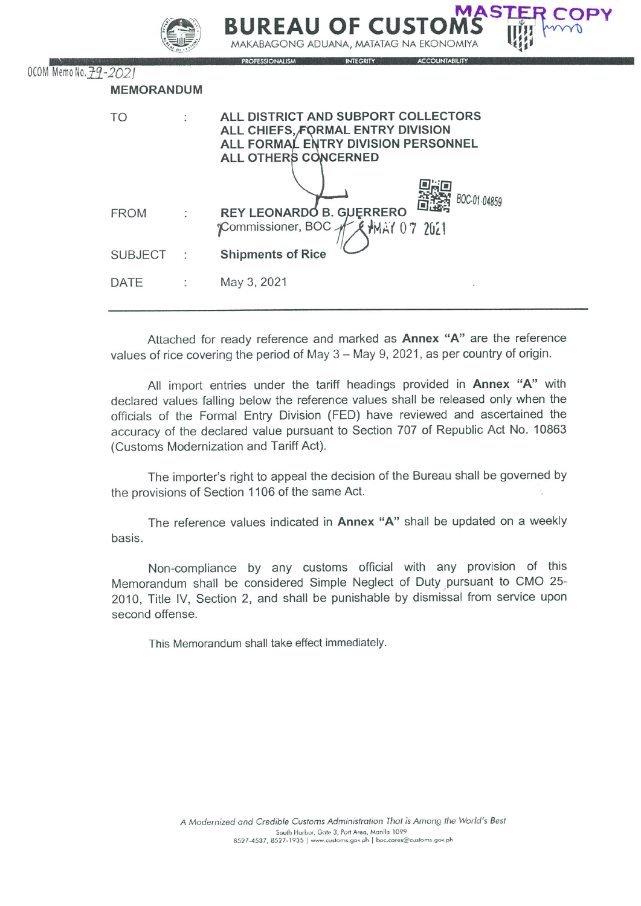# BUREAU OF CUSTOMS

MAKABAGONG ADUANA, MATATAG NA EKONOMIYA

PROFESSIONALISM INTEGRITY ACCOUNTABILITY

MASTER COPY

OCOM Memo No. 79-2021

## MEMORANDUM

| | | |
|---|---|---|
| TO | : | ALL DISTRICT AND SUBPORT COLLECTORS<br>ALL CHIEFS, FORMAL ENTRY DIVISION<br>ALL FORMAL ENTRY DIVISION PERSONNEL<br>ALL OTHERS CONCERNED |
| FROM | : | REY LEONARDO B. GUERRERO<br>Commissioner, BOC |
| SUBJECT | : | **Shipments of Rice** |
| DATE | : | May 3, 2021 |

BOC-01-04859

MAY 07 2021

---

Attached for ready reference and marked as **Annex "A"** are the reference values of rice covering the period of May 3 – May 9, 2021, as per country of origin.

All import entries under the tariff headings provided in **Annex "A"** with declared values falling below the reference values shall be released only when the officials of the Formal Entry Division (FED) have reviewed and ascertained the accuracy of the declared value pursuant to Section 707 of Republic Act No. 10863 (Customs Modernization and Tariff Act).

The importer's right to appeal the decision of the Bureau shall be governed by the provisions of Section 1106 of the same Act.

The reference values indicated in **Annex "A"** shall be updated on a weekly basis.

Non-compliance by any customs official with any provision of this Memorandum shall be considered Simple Neglect of Duty pursuant to CMO 25-2010, Title IV, Section 2, and shall be punishable by dismissal from service upon second offense.

This Memorandum shall take effect immediately.

*A Modernized and Credible Customs Administration That is Among the World's Best*

South Harbor, Gate 3, Port Area, Manila 1099

8527-4537, 8527-1935 | www.customs.gov.ph | boc.cares@customs.gov.ph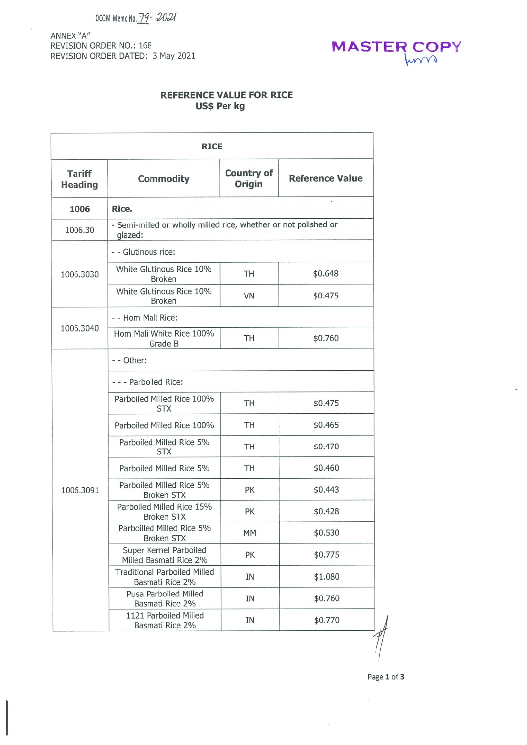OCOM Memo No. 79- 2021

ANNEX "A"
REVISION ORDER NO.: 168
REVISION ORDER DATED: 3 May 2021

**MASTER COPY**

## REFERENCE VALUE FOR RICE
## US$ Per kg

| RICE | | | |
|---|---|---|---|
| **Tariff Heading** | **Commodity** | **Country of Origin** | **Reference Value** |
| **1006** | **Rice.** | | |
| 1006.30 | - Semi-milled or wholly milled rice, whether or not polished or glazed: | | |
| 1006.3030 | - - Glutinous rice: | | |
| | White Glutinous Rice 10% Broken | TH | $0.648 |
| | White Glutinous Rice 10% Broken | VN | $0.475 |
| 1006.3040 | - - Hom Mali Rice: | | |
| | Hom Mali White Rice 100% Grade B | TH | $0.760 |
| 1006.3091 | - - Other: | | |
| | - - - Parboiled Rice: | | |
| | Parboiled Milled Rice 100% STX | TH | $0.475 |
| | Parboiled Milled Rice 100% | TH | $0.465 |
| | Parboiled Milled Rice 5% STX | TH | $0.470 |
| | Parboiled Milled Rice 5% | TH | $0.460 |
| | Parboiled Milled Rice 5% Broken STX | PK | $0.443 |
| | Parboiled Milled Rice 15% Broken STX | PK | $0.428 |
| | Parboilled Milled Rice 5% Broken STX | MM | $0.530 |
| | Super Kernel Parboiled Milled Basmati Rice 2% | PK | $0.775 |
| | Traditional Parboiled Milled Basmati Rice 2% | IN | $1.080 |
| | Pusa Parboiled Milled Basmati Rice 2% | IN | $0.760 |
| | 1121 Parboiled Milled Basmati Rice 2% | IN | $0.770 |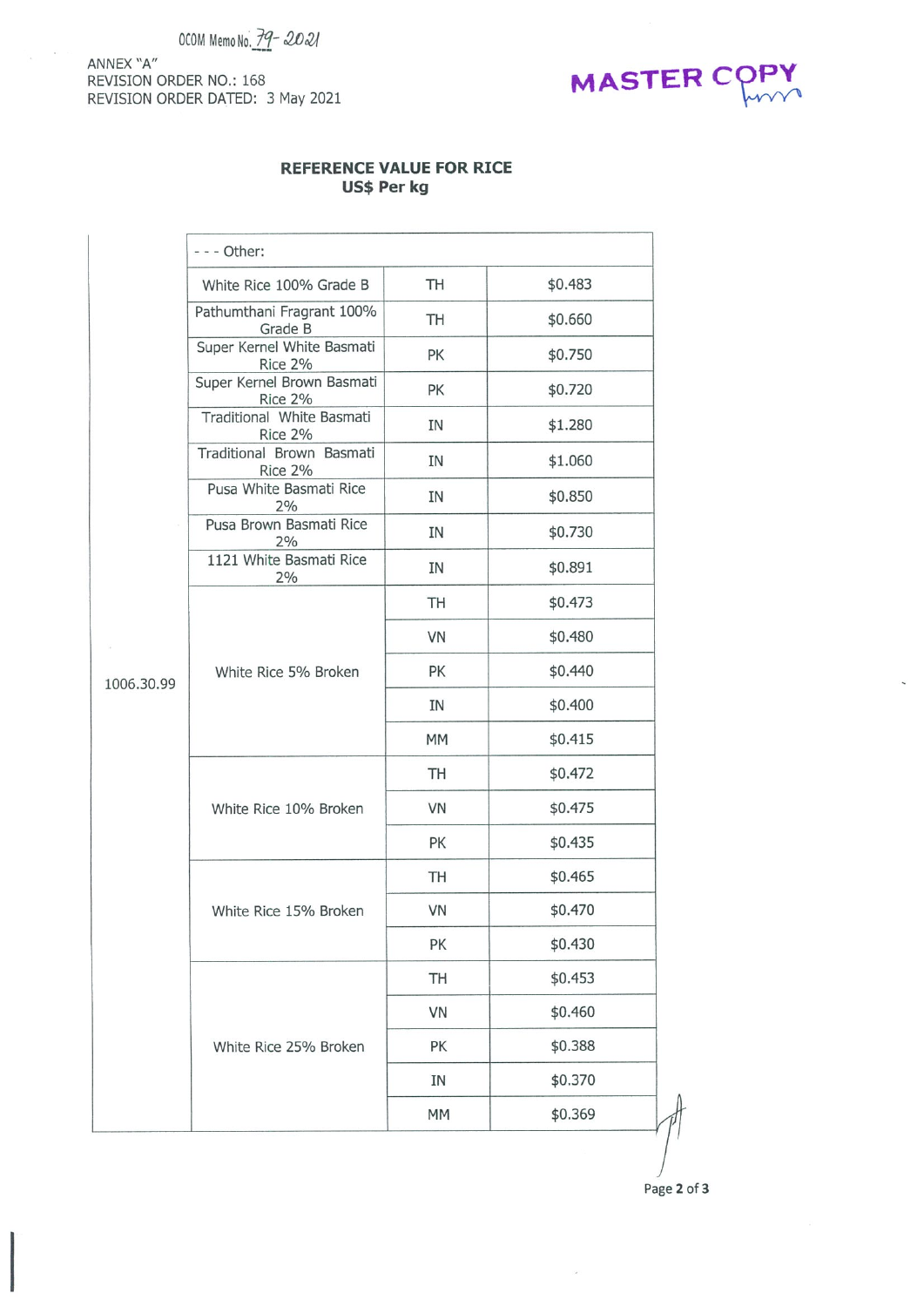OCOM Memo No. 79-2021

ANNEX "A"
REVISION ORDER NO.: 168
REVISION ORDER DATED: 3 May 2021

MASTER COPY

## REFERENCE VALUE FOR RICE
### US$ Per kg

| | | | |
|---|---|---|---|
| 1006.30.99 | - - - Other: | | |
| | White Rice 100% Grade B | TH | $0.483 |
| | Pathumthani Fragrant 100% Grade B | TH | $0.660 |
| | Super Kernel White Basmati Rice 2% | PK | $0.750 |
| | Super Kernel Brown Basmati Rice 2% | PK | $0.720 |
| | Traditional White Basmati Rice 2% | IN | $1.280 |
| | Traditional Brown Basmati Rice 2% | IN | $1.060 |
| | Pusa White Basmati Rice 2% | IN | $0.850 |
| | Pusa Brown Basmati Rice 2% | IN | $0.730 |
| | 1121 White Basmati Rice 2% | IN | $0.891 |
| | White Rice 5% Broken | TH | $0.473 |
| | | VN | $0.480 |
| | | PK | $0.440 |
| | | IN | $0.400 |
| | | MM | $0.415 |
| | White Rice 10% Broken | TH | $0.472 |
| | | VN | $0.475 |
| | | PK | $0.435 |
| | White Rice 15% Broken | TH | $0.465 |
| | | VN | $0.470 |
| | | PK | $0.430 |
| | White Rice 25% Broken | TH | $0.453 |
| | | VN | $0.460 |
| | | PK | $0.388 |
| | | IN | $0.370 |
| | | MM | $0.369 |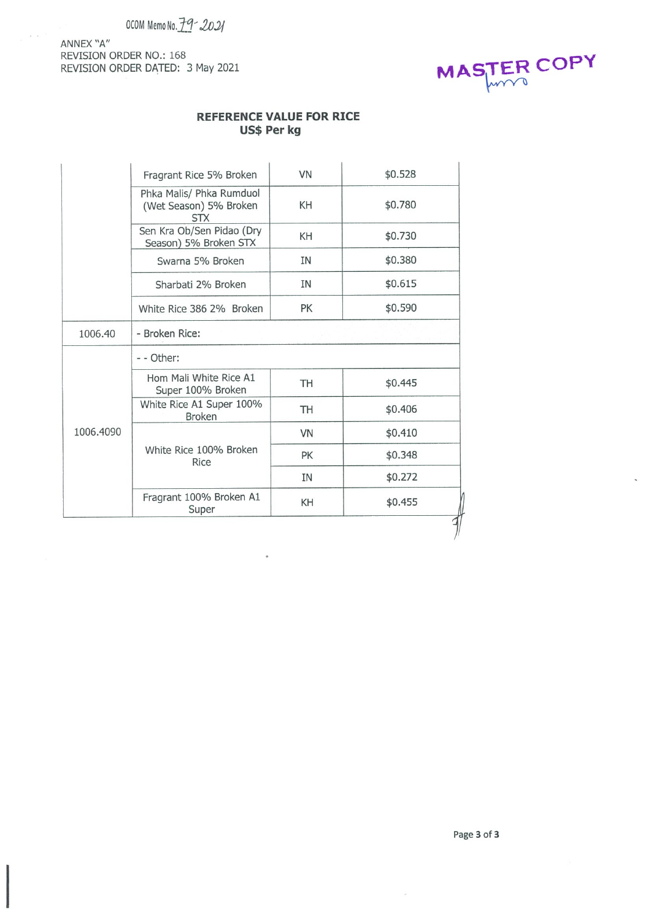OCOM Memo No. 79-2021

ANNEX "A"
REVISION ORDER NO.: 168
REVISION ORDER DATED: 3 May 2021

MASTER COPY

## REFERENCE VALUE FOR RICE
## US$ Per kg

| | | | |
|---|---|---|---|
| | Fragrant Rice 5% Broken | VN | $0.528 |
| | Phka Malis/ Phka Rumduol (Wet Season) 5% Broken STX | KH | $0.780 |
| | Sen Kra Ob/Sen Pidao (Dry Season) 5% Broken STX | KH | $0.730 |
| | Swarna 5% Broken | IN | $0.380 |
| | Sharbati 2% Broken | IN | $0.615 |
| | White Rice 386 2% Broken | PK | $0.590 |
| 1006.40 | - Broken Rice: | | |
| 1006.4090 | - - Other: | | |
| | Hom Mali White Rice A1 Super 100% Broken | TH | $0.445 |
| | White Rice A1 Super 100% Broken | TH | $0.406 |
| | White Rice 100% Broken Rice | VN | $0.410 |
| | | PK | $0.348 |
| | | IN | $0.272 |
| | Fragrant 100% Broken A1 Super | KH | $0.455 |